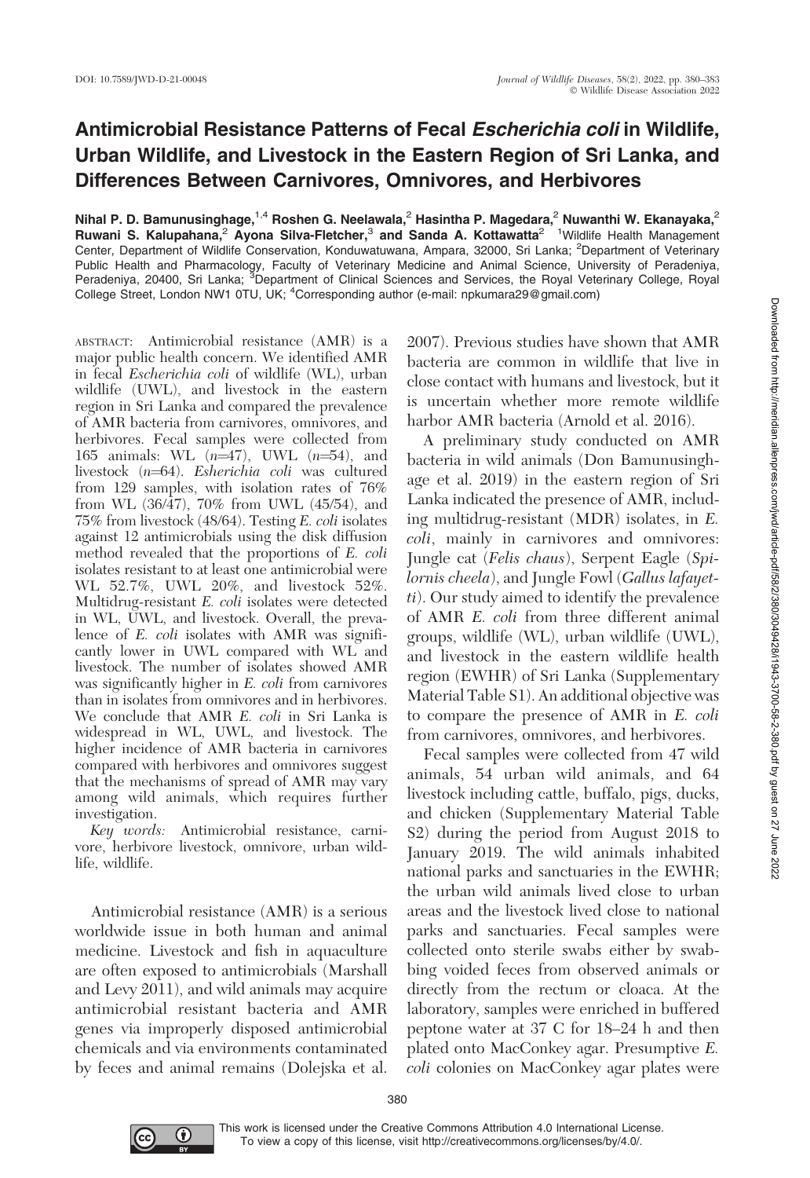DOI: 10.7589/JWD-D-21-00048

# Antimicrobial Resistance Patterns of Fecal *Escherichia coli* in Wildlife, Urban Wildlife, and Livestock in the Eastern Region of Sri Lanka, and Differences Between Carnivores, Omnivores, and Herbivores

**Nihal P. D. Bamunusinghage,[1,4] Roshen G. Neelawala,[2] Hasintha P. Magedara,[2] Nuwanthi W. Ekanayaka,[2] Ruwani S. Kalupahana,[2] Ayona Silva-Fletcher,[3] and Sanda A. Kottawatta[2]** [1]Wildlife Health Management Center, Department of Wildlife Conservation, Konduwatuwana, Ampara, 32000, Sri Lanka; [2]Department of Veterinary Public Health and Pharmacology, Faculty of Veterinary Medicine and Animal Science, University of Peradeniya, Peradeniya, 20400, Sri Lanka; [3]Department of Clinical Sciences and Services, the Royal Veterinary College, Royal College Street, London NW1 0TU, UK; [4]Corresponding author (e-mail: npkumara29@gmail.com)

ABSTRACT: Antimicrobial resistance (AMR) is a major public health concern. We identified AMR in fecal *Escherichia coli* of wildlife (WL), urban wildlife (UWL), and livestock in the eastern region in Sri Lanka and compared the prevalence of AMR bacteria from carnivores, omnivores, and herbivores. Fecal samples were collected from 165 animals: WL ($n$=47), UWL ($n$=54), and livestock ($n$=64). *Esherichia coli* was cultured from 129 samples, with isolation rates of 76% from WL (36/47), 70% from UWL (45/54), and 75% from livestock (48/64). Testing *E. coli* isolates against 12 antimicrobials using the disk diffusion method revealed that the proportions of *E. coli* isolates resistant to at least one antimicrobial were WL 52.7%, UWL 20%, and livestock 52%. Multidrug-resistant *E. coli* isolates were detected in WL, UWL, and livestock. Overall, the prevalence of *E. coli* isolates with AMR was significantly lower in UWL compared with WL and livestock. The number of isolates showed AMR was significantly higher in *E. coli* from carnivores than in isolates from omnivores and in herbivores. We conclude that AMR *E. coli* in Sri Lanka is widespread in WL, UWL, and livestock. The higher incidence of AMR bacteria in carnivores compared with herbivores and omnivores suggest that the mechanisms of spread of AMR may vary among wild animals, which requires further investigation.

*Key words:* Antimicrobial resistance, carnivore, herbivore livestock, omnivore, urban wildlife, wildlife.

Antimicrobial resistance (AMR) is a serious worldwide issue in both human and animal medicine. Livestock and fish in aquaculture are often exposed to antimicrobials (Marshall and Levy 2011), and wild animals may acquire antimicrobial resistant bacteria and AMR genes via improperly disposed antimicrobial chemicals and via environments contaminated by feces and animal remains (Dolejska et al. 2007). Previous studies have shown that AMR bacteria are common in wildlife that live in close contact with humans and livestock, but it is uncertain whether more remote wildlife harbor AMR bacteria (Arnold et al. 2016).

A preliminary study conducted on AMR bacteria in wild animals (Don Bamunusinghage et al. 2019) in the eastern region of Sri Lanka indicated the presence of AMR, including multidrug-resistant (MDR) isolates, in *E. coli*, mainly in carnivores and omnivores: Jungle cat (*Felis chaus*), Serpent Eagle (*Spilornis cheela*), and Jungle Fowl (*Gallus lafayetti*). Our study aimed to identify the prevalence of AMR *E. coli* from three different animal groups, wildlife (WL), urban wildlife (UWL), and livestock in the eastern wildlife health region (EWHR) of Sri Lanka (Supplementary Material Table S1). An additional objective was to compare the presence of AMR in *E. coli* from carnivores, omnivores, and herbivores.

Fecal samples were collected from 47 wild animals, 54 urban wild animals, and 64 livestock including cattle, buffalo, pigs, ducks, and chicken (Supplementary Material Table S2) during the period from August 2018 to January 2019. The wild animals inhabited national parks and sanctuaries in the EWHR; the urban wild animals lived close to urban areas and the livestock lived close to national parks and sanctuaries. Fecal samples were collected onto sterile swabs either by swabbing voided feces from observed animals or directly from the rectum or cloaca. At the laboratory, samples were enriched in buffered peptone water at 37 C for 18–24 h and then plated onto MacConkey agar. Presumptive *E. coli* colonies on MacConkey agar plates were

This work is licensed under the Creative Commons Attribution 4.0 International License. To view a copy of this license, visit http://creativecommons.org/licenses/by/4.0/.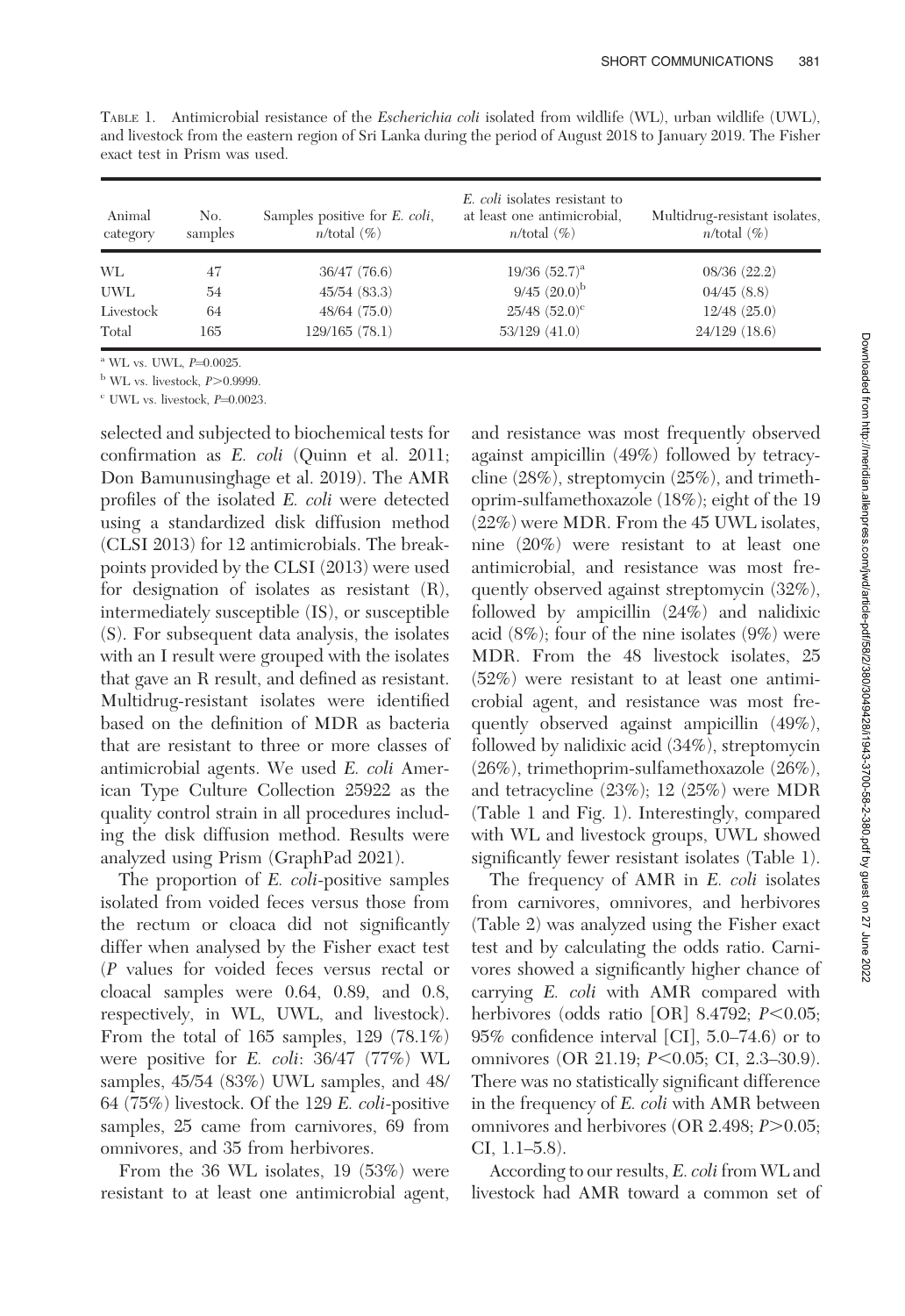TABLE 1. Antimicrobial resistance of the *Escherichia coli* isolated from wildlife (WL), urban wildlife (UWL), and livestock from the eastern region of Sri Lanka during the period of August 2018 to January 2019. The Fisher exact test in Prism was used.

| Animal category | No. samples | Samples positive for *E. coli*, *n*/total (%) | *E. coli* isolates resistant to at least one antimicrobial, *n*/total (%) | Multidrug-resistant isolates, *n*/total (%) |
|---|---|---|---|---|
| WL | 47 | 36/47 (76.6) | 19/36 (52.7)[a] | 08/36 (22.2) |
| UWL | 54 | 45/54 (83.3) | 9/45 (20.0)[b] | 04/45 (8.8) |
| Livestock | 64 | 48/64 (75.0) | 25/48 (52.0)[c] | 12/48 (25.0) |
| Total | 165 | 129/165 (78.1) | 53/129 (41.0) | 24/129 (18.6) |

[a] WL vs. UWL, $P$=0.0025.

[b] WL vs. livestock, $P$>0.9999.

[c] UWL vs. livestock, $P$=0.0023.

selected and subjected to biochemical tests for confirmation as *E. coli* (Quinn et al. 2011; Don Bamunusinghage et al. 2019). The AMR profiles of the isolated *E. coli* were detected using a standardized disk diffusion method (CLSI 2013) for 12 antimicrobials. The breakpoints provided by the CLSI (2013) were used for designation of isolates as resistant (R), intermediately susceptible (IS), or susceptible (S). For subsequent data analysis, the isolates with an I result were grouped with the isolates that gave an R result, and defined as resistant. Multidrug-resistant isolates were identified based on the definition of MDR as bacteria that are resistant to three or more classes of antimicrobial agents. We used *E. coli* American Type Culture Collection 25922 as the quality control strain in all procedures including the disk diffusion method. Results were analyzed using Prism (GraphPad 2021).

The proportion of *E. coli*-positive samples isolated from voided feces versus those from the rectum or cloaca did not significantly differ when analysed by the Fisher exact test ($P$ values for voided feces versus rectal or cloacal samples were 0.64, 0.89, and 0.8, respectively, in WL, UWL, and livestock). From the total of 165 samples, 129 (78.1%) were positive for *E. coli*: 36/47 (77%) WL samples, 45/54 (83%) UWL samples, and 48/64 (75%) livestock. Of the 129 *E. coli*-positive samples, 25 came from carnivores, 69 from omnivores, and 35 from herbivores.

From the 36 WL isolates, 19 (53%) were resistant to at least one antimicrobial agent, and resistance was most frequently observed against ampicillin (49%) followed by tetracycline (28%), streptomycin (25%), and trimethoprim-sulfamethoxazole (18%); eight of the 19 (22%) were MDR. From the 45 UWL isolates, nine (20%) were resistant to at least one antimicrobial, and resistance was most frequently observed against streptomycin (32%), followed by ampicillin (24%) and nalidixic acid (8%); four of the nine isolates (9%) were MDR. From the 48 livestock isolates, 25 (52%) were resistant to at least one antimicrobial agent, and resistance was most frequently observed against ampicillin (49%), followed by nalidixic acid (34%), streptomycin (26%), trimethoprim-sulfamethoxazole (26%), and tetracycline (23%); 12 (25%) were MDR (Table 1 and Fig. 1). Interestingly, compared with WL and livestock groups, UWL showed significantly fewer resistant isolates (Table 1).

The frequency of AMR in *E. coli* isolates from carnivores, omnivores, and herbivores (Table 2) was analyzed using the Fisher exact test and by calculating the odds ratio. Carnivores showed a significantly higher chance of carrying *E. coli* with AMR compared with herbivores (odds ratio [OR] 8.4792; $P$<0.05; 95% confidence interval [CI], 5.0–74.6) or to omnivores (OR 21.19; $P$<0.05; CI, 2.3–30.9). There was no statistically significant difference in the frequency of *E. coli* with AMR between omnivores and herbivores (OR 2.498; $P$>0.05; CI, 1.1–5.8).

According to our results, *E. coli* from WL and livestock had AMR toward a common set of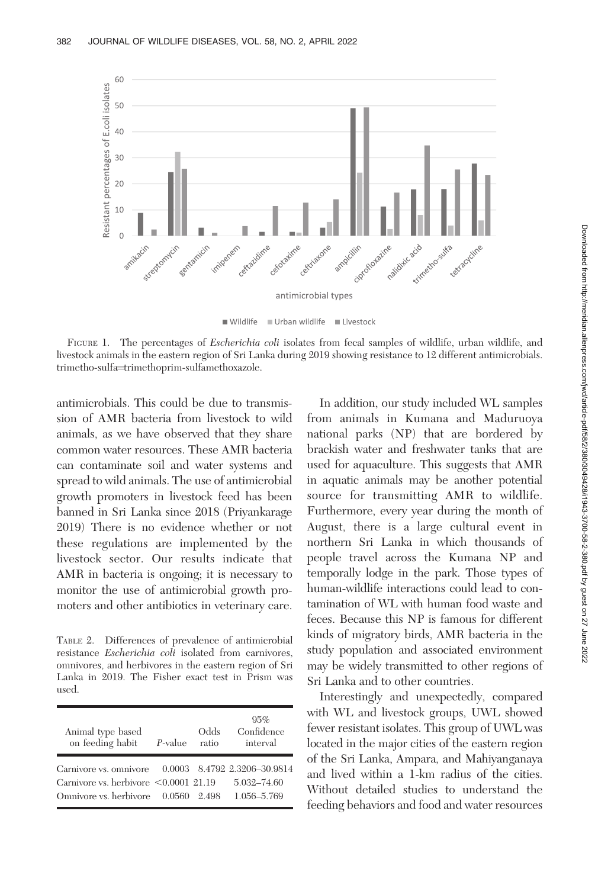FIGURE 1. The percentages of *Escherichia coli* isolates from fecal samples of wildlife, urban wildlife, and livestock animals in the eastern region of Sri Lanka during 2019 showing resistance to 12 different antimicrobials. trimetho-sulfa=trimethoprim-sulfamethoxazole.

antimicrobials. This could be due to transmission of AMR bacteria from livestock to wild animals, as we have observed that they share common water resources. These AMR bacteria can contaminate soil and water systems and spread to wild animals. The use of antimicrobial growth promoters in livestock feed has been banned in Sri Lanka since 2018 (Priyankarage 2019) There is no evidence whether or not these regulations are implemented by the livestock sector. Our results indicate that AMR in bacteria is ongoing; it is necessary to monitor the use of antimicrobial growth promoters and other antibiotics in veterinary care.

TABLE 2. Differences of prevalence of antimicrobial resistance *Escherichia coli* isolated from carnivores, omnivores, and herbivores in the eastern region of Sri Lanka in 2019. The Fisher exact test in Prism was used.

| Animal type based on feeding habit | *P*-value | Odds ratio | 95% Confidence interval |
|---|---|---|---|
| Carnivore vs. omnivore | 0.0003 | 8.4792 | 2.3206–30.9814 |
| Carnivore vs. herbivore | <0.0001 | 21.19 | 5.032–74.60 |
| Omnivore vs. herbivore | 0.0560 | 2.498 | 1.056–5.769 |

In addition, our study included WL samples from animals in Kumana and Maduruoya national parks (NP) that are bordered by brackish water and freshwater tanks that are used for aquaculture. This suggests that AMR in aquatic animals may be another potential source for transmitting AMR to wildlife. Furthermore, every year during the month of August, there is a large cultural event in northern Sri Lanka in which thousands of people travel across the Kumana NP and temporally lodge in the park. Those types of human-wildlife interactions could lead to contamination of WL with human food waste and feces. Because this NP is famous for different kinds of migratory birds, AMR bacteria in the study population and associated environment may be widely transmitted to other regions of Sri Lanka and to other countries.

Interestingly and unexpectedly, compared with WL and livestock groups, UWL showed fewer resistant isolates. This group of UWL was located in the major cities of the eastern region of the Sri Lanka, Ampara, and Mahiyanganaya and lived within a 1-km radius of the cities. Without detailed studies to understand the feeding behaviors and food and water resources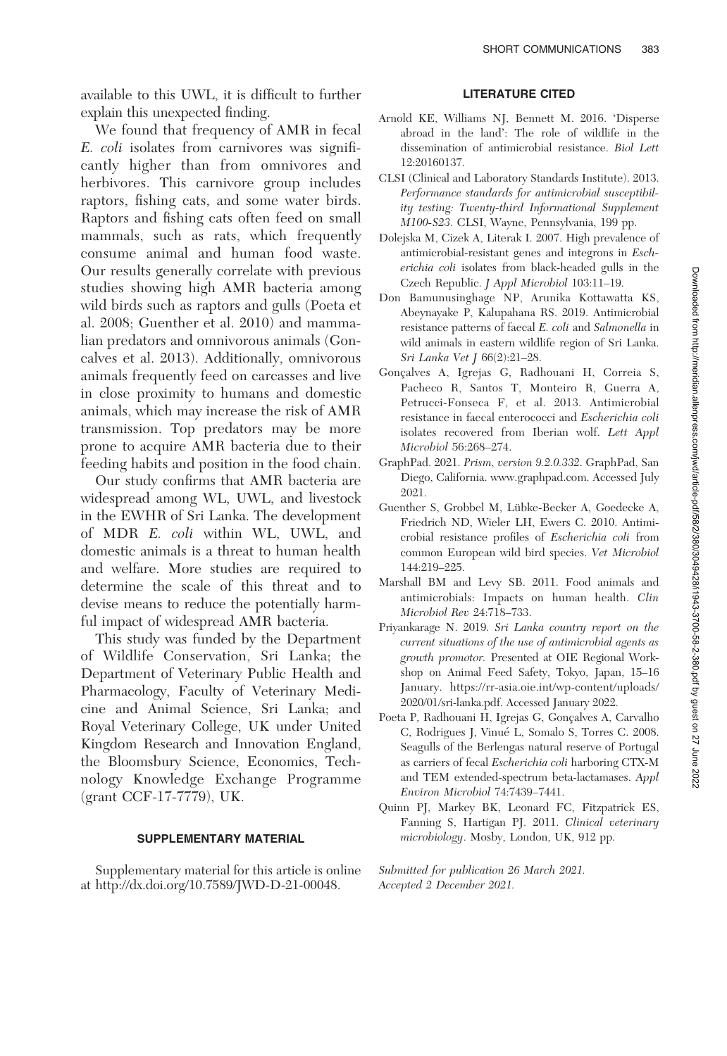available to this UWL, it is difficult to further explain this unexpected finding.

We found that frequency of AMR in fecal *E. coli* isolates from carnivores was significantly higher than from omnivores and herbivores. This carnivore group includes raptors, fishing cats, and some water birds. Raptors and fishing cats often feed on small mammals, such as rats, which frequently consume animal and human food waste. Our results generally correlate with previous studies showing high AMR bacteria among wild birds such as raptors and gulls (Poeta et al. 2008; Guenther et al. 2010) and mammalian predators and omnivorous animals (Goncalves et al. 2013). Additionally, omnivorous animals frequently feed on carcasses and live in close proximity to humans and domestic animals, which may increase the risk of AMR transmission. Top predators may be more prone to acquire AMR bacteria due to their feeding habits and position in the food chain.

Our study confirms that AMR bacteria are widespread among WL, UWL, and livestock in the EWHR of Sri Lanka. The development of MDR *E. coli* within WL, UWL, and domestic animals is a threat to human health and welfare. More studies are required to determine the scale of this threat and to devise means to reduce the potentially harmful impact of widespread AMR bacteria.

This study was funded by the Department of Wildlife Conservation, Sri Lanka; the Department of Veterinary Public Health and Pharmacology, Faculty of Veterinary Medicine and Animal Science, Sri Lanka; and Royal Veterinary College, UK under United Kingdom Research and Innovation England, the Bloomsbury Science, Economics, Technology Knowledge Exchange Programme (grant CCF-17-7779), UK.

## SUPPLEMENTARY MATERIAL

Supplementary material for this article is online at http://dx.doi.org/10.7589/JWD-D-21-00048.

## LITERATURE CITED

Arnold KE, Williams NJ, Bennett M. 2016. 'Disperse abroad in the land': The role of wildlife in the dissemination of antimicrobial resistance. *Biol Lett* 12:20160137.

CLSI (Clinical and Laboratory Standards Institute). 2013. *Performance standards for antimicrobial susceptibility testing: Twenty-third Informational Supplement M100-S23*. CLSI, Wayne, Pennsylvania, 199 pp.

Dolejska M, Cizek A, Literak I. 2007. High prevalence of antimicrobial-resistant genes and integrons in *Escherichia coli* isolates from black-headed gulls in the Czech Republic. *J Appl Microbiol* 103:11–19.

Don Bamunusinghage NP, Arunika Kottawatta KS, Abeynayake P, Kalupahana RS. 2019. Antimicrobial resistance patterns of faecal *E. coli* and *Salmonella* in wild animals in eastern wildlife region of Sri Lanka. *Sri Lanka Vet J* 66(2):21–28.

Gonçalves A, Igrejas G, Radhouani H, Correia S, Pacheco R, Santos T, Monteiro R, Guerra A, Petrucci-Fonseca F, et al. 2013. Antimicrobial resistance in faecal enterococci and *Escherichia coli* isolates recovered from Iberian wolf. *Lett Appl Microbiol* 56:268–274.

GraphPad. 2021. *Prism, version 9.2.0.332*. GraphPad, San Diego, California. www.graphpad.com. Accessed July 2021.

Guenther S, Grobbel M, Lübke-Becker A, Goedecke A, Friedrich ND, Wieler LH, Ewers C. 2010. Antimicrobial resistance profiles of *Escherichia coli* from common European wild bird species. *Vet Microbiol* 144:219–225.

Marshall BM and Levy SB. 2011. Food animals and antimicrobials: Impacts on human health. *Clin Microbiol Rev* 24:718–733.

Priyankarage N. 2019. *Sri Lanka country report on the current situations of the use of antimicrobial agents as growth promotor*. Presented at OIE Regional Workshop on Animal Feed Safety, Tokyo, Japan, 15–16 January. https://rr-asia.oie.int/wp-content/uploads/2020/01/sri-lanka.pdf. Accessed January 2022.

Poeta P, Radhouani H, Igrejas G, Gonçalves A, Carvalho C, Rodrigues J, Vinué L, Somalo S, Torres C. 2008. Seagulls of the Berlengas natural reserve of Portugal as carriers of fecal *Escherichia coli* harboring CTX-M and TEM extended-spectrum beta-lactamases. *Appl Environ Microbiol* 74:7439–7441.

Quinn PJ, Markey BK, Leonard FC, Fitzpatrick ES, Fanning S, Hartigan PJ. 2011. *Clinical veterinary microbiology*. Mosby, London, UK, 912 pp.

*Submitted for publication 26 March 2021.*
*Accepted 2 December 2021.*